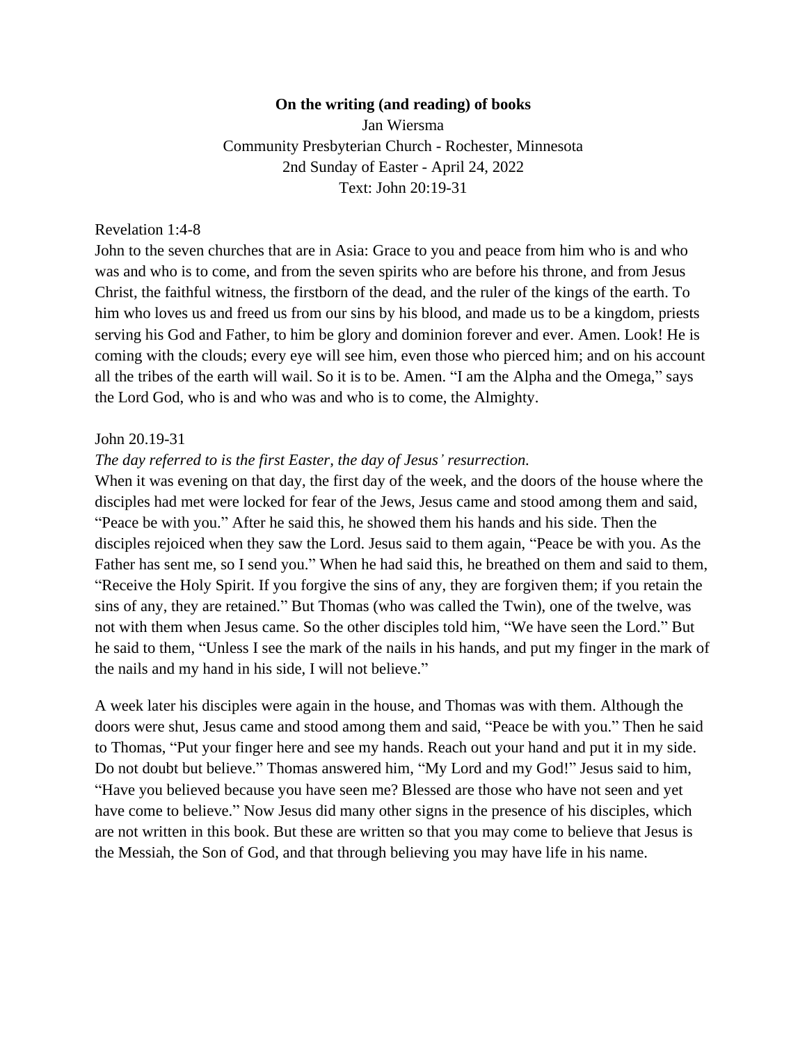**On the writing (and reading) of books**

Jan Wiersma

Community Presbyterian Church - Rochester, Minnesota

2nd Sunday of Easter - April 24, 2022

Text: John 20:19-31

Revelation 1:4-8

John to the seven churches that are in Asia: Grace to you and peace from him who is and who was and who is to come, and from the seven spirits who are before his throne, and from Jesus Christ, the faithful witness, the firstborn of the dead, and the ruler of the kings of the earth. To him who loves us and freed us from our sins by his blood, and made us to be a kingdom, priests serving his God and Father, to him be glory and dominion forever and ever. Amen. Look! He is coming with the clouds; every eye will see him, even those who pierced him; and on his account all the tribes of the earth will wail. So it is to be. Amen. "I am the Alpha and the Omega," says the Lord God, who is and who was and who is to come, the Almighty.

John 20.19-31

*The day referred to is the first Easter, the day of Jesus' resurrection.*

When it was evening on that day, the first day of the week, and the doors of the house where the disciples had met were locked for fear of the Jews, Jesus came and stood among them and said, "Peace be with you." After he said this, he showed them his hands and his side. Then the disciples rejoiced when they saw the Lord. Jesus said to them again, "Peace be with you. As the Father has sent me, so I send you." When he had said this, he breathed on them and said to them, "Receive the Holy Spirit. If you forgive the sins of any, they are forgiven them; if you retain the sins of any, they are retained." But Thomas (who was called the Twin), one of the twelve, was not with them when Jesus came. So the other disciples told him, "We have seen the Lord." But he said to them, "Unless I see the mark of the nails in his hands, and put my finger in the mark of the nails and my hand in his side, I will not believe."

A week later his disciples were again in the house, and Thomas was with them. Although the doors were shut, Jesus came and stood among them and said, "Peace be with you." Then he said to Thomas, "Put your finger here and see my hands. Reach out your hand and put it in my side. Do not doubt but believe." Thomas answered him, "My Lord and my God!" Jesus said to him, "Have you believed because you have seen me? Blessed are those who have not seen and yet have come to believe." Now Jesus did many other signs in the presence of his disciples, which are not written in this book. But these are written so that you may come to believe that Jesus is the Messiah, the Son of God, and that through believing you may have life in his name.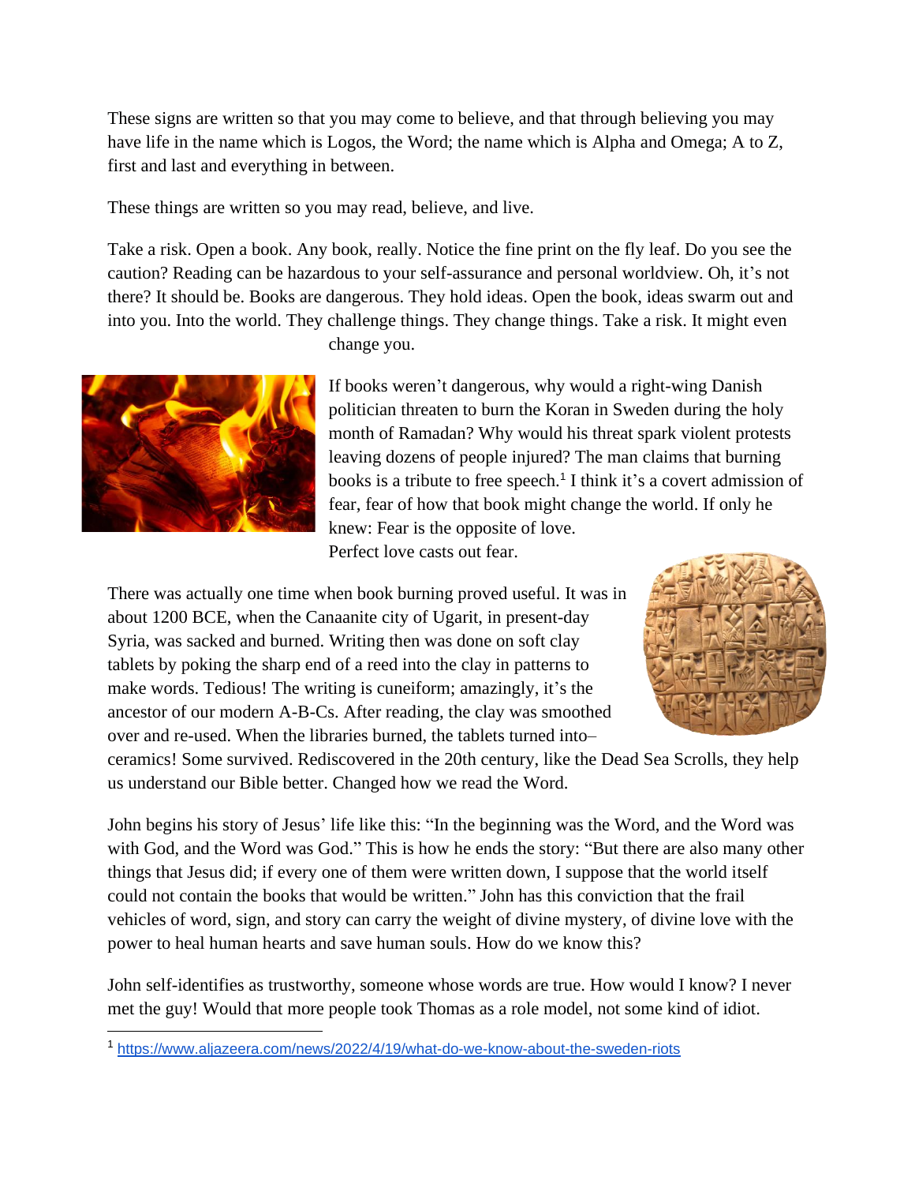These signs are written so that you may come to believe, and that through believing you may have life in the name which is Logos, the Word; the name which is Alpha and Omega; A to Z, first and last and everything in between.

These things are written so you may read, believe, and live.

Take a risk. Open a book. Any book, really. Notice the fine print on the fly leaf. Do you see the caution? Reading can be hazardous to your self-assurance and personal worldview. Oh, it's not there? It should be. Books are dangerous. They hold ideas. Open the book, ideas swarm out and into you. Into the world. They challenge things. They change things. Take a risk. It might even change you.

If books weren't dangerous, why would a right-wing Danish politician threaten to burn the Koran in Sweden during the holy month of Ramadan? Why would his threat spark violent protests leaving dozens of people injured? The man claims that burning books is a tribute to free speech.[1] I think it's a covert admission of fear, fear of how that book might change the world. If only he knew: Fear is the opposite of love.
Perfect love casts out fear.

There was actually one time when book burning proved useful. It was in about 1200 BCE, when the Canaanite city of Ugarit, in present-day Syria, was sacked and burned. Writing then was done on soft clay tablets by poking the sharp end of a reed into the clay in patterns to make words. Tedious! The writing is cuneiform; amazingly, it's the ancestor of our modern A-B-Cs. After reading, the clay was smoothed over and re-used. When the libraries burned, the tablets turned into– ceramics! Some survived. Rediscovered in the 20th century, like the Dead Sea Scrolls, they help us understand our Bible better. Changed how we read the Word.

John begins his story of Jesus' life like this: "In the beginning was the Word, and the Word was with God, and the Word was God." This is how he ends the story: "But there are also many other things that Jesus did; if every one of them were written down, I suppose that the world itself could not contain the books that would be written." John has this conviction that the frail vehicles of word, sign, and story can carry the weight of divine mystery, of divine love with the power to heal human hearts and save human souls. How do we know this?

John self-identifies as trustworthy, someone whose words are true. How would I know? I never met the guy! Would that more people took Thomas as a role model, not some kind of idiot.

---

[1] https://www.aljazeera.com/news/2022/4/19/what-do-we-know-about-the-sweden-riots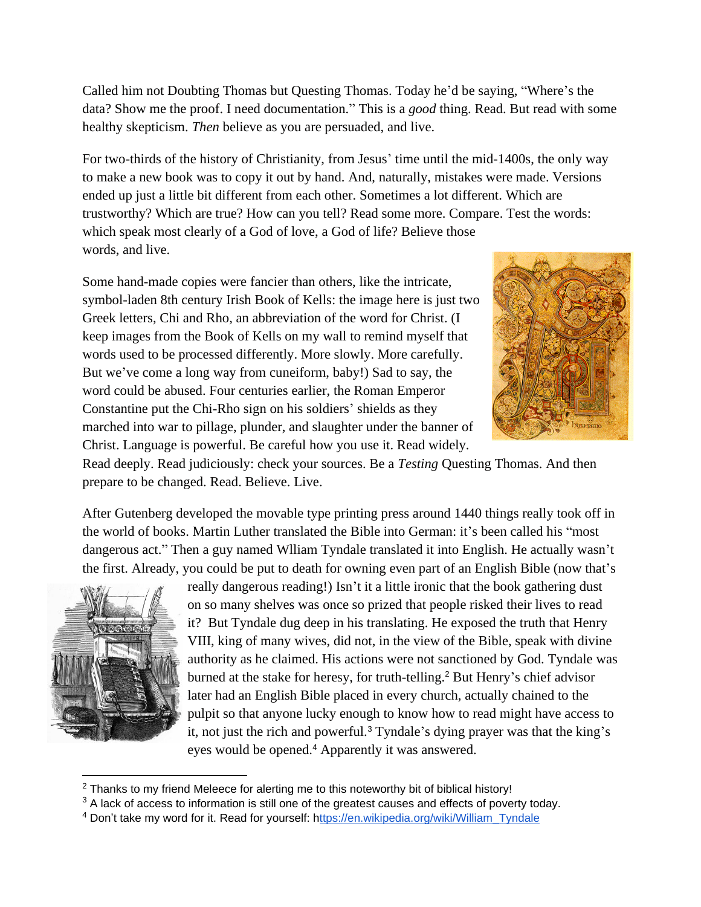Called him not Doubting Thomas but Questing Thomas. Today he'd be saying, "Where's the data? Show me the proof. I need documentation." This is a *good* thing. Read. But read with some healthy skepticism. *Then* believe as you are persuaded, and live.

For two-thirds of the history of Christianity, from Jesus' time until the mid-1400s, the only way to make a new book was to copy it out by hand. And, naturally, mistakes were made. Versions ended up just a little bit different from each other. Sometimes a lot different. Which are trustworthy? Which are true? How can you tell? Read some more. Compare. Test the words: which speak most clearly of a God of love, a God of life? Believe those words, and live.

Some hand-made copies were fancier than others, like the intricate, symbol-laden 8th century Irish Book of Kells: the image here is just two Greek letters, Chi and Rho, an abbreviation of the word for Christ. (I keep images from the Book of Kells on my wall to remind myself that words used to be processed differently. More slowly. More carefully. But we've come a long way from cuneiform, baby!) Sad to say, the word could be abused. Four centuries earlier, the Roman Emperor Constantine put the Chi-Rho sign on his soldiers' shields as they marched into war to pillage, plunder, and slaughter under the banner of Christ. Language is powerful. Be careful how you use it. Read widely. Read deeply. Read judiciously: check your sources. Be a *Testing* Questing Thomas. And then prepare to be changed. Read. Believe. Live.

After Gutenberg developed the movable type printing press around 1440 things really took off in the world of books. Martin Luther translated the Bible into German: it's been called his "most dangerous act." Then a guy named Wlliam Tyndale translated it into English. He actually wasn't the first. Already, you could be put to death for owning even part of an English Bible (now that's really dangerous reading!) Isn't it a little ironic that the book gathering dust on so many shelves was once so prized that people risked their lives to read it? But Tyndale dug deep in his translating. He exposed the truth that Henry VIII, king of many wives, did not, in the view of the Bible, speak with divine authority as he claimed. His actions were not sanctioned by God. Tyndale was burned at the stake for heresy, for truth-telling.[2] But Henry's chief advisor later had an English Bible placed in every church, actually chained to the pulpit so that anyone lucky enough to know how to read might have access to it, not just the rich and powerful.[3] Tyndale's dying prayer was that the king's eyes would be opened.[4] Apparently it was answered.

---

[2] Thanks to my friend Meleece for alerting me to this noteworthy bit of biblical history!

[3] A lack of access to information is still one of the greatest causes and effects of poverty today.

[4] Don't take my word for it. Read for yourself: https://en.wikipedia.org/wiki/William_Tyndale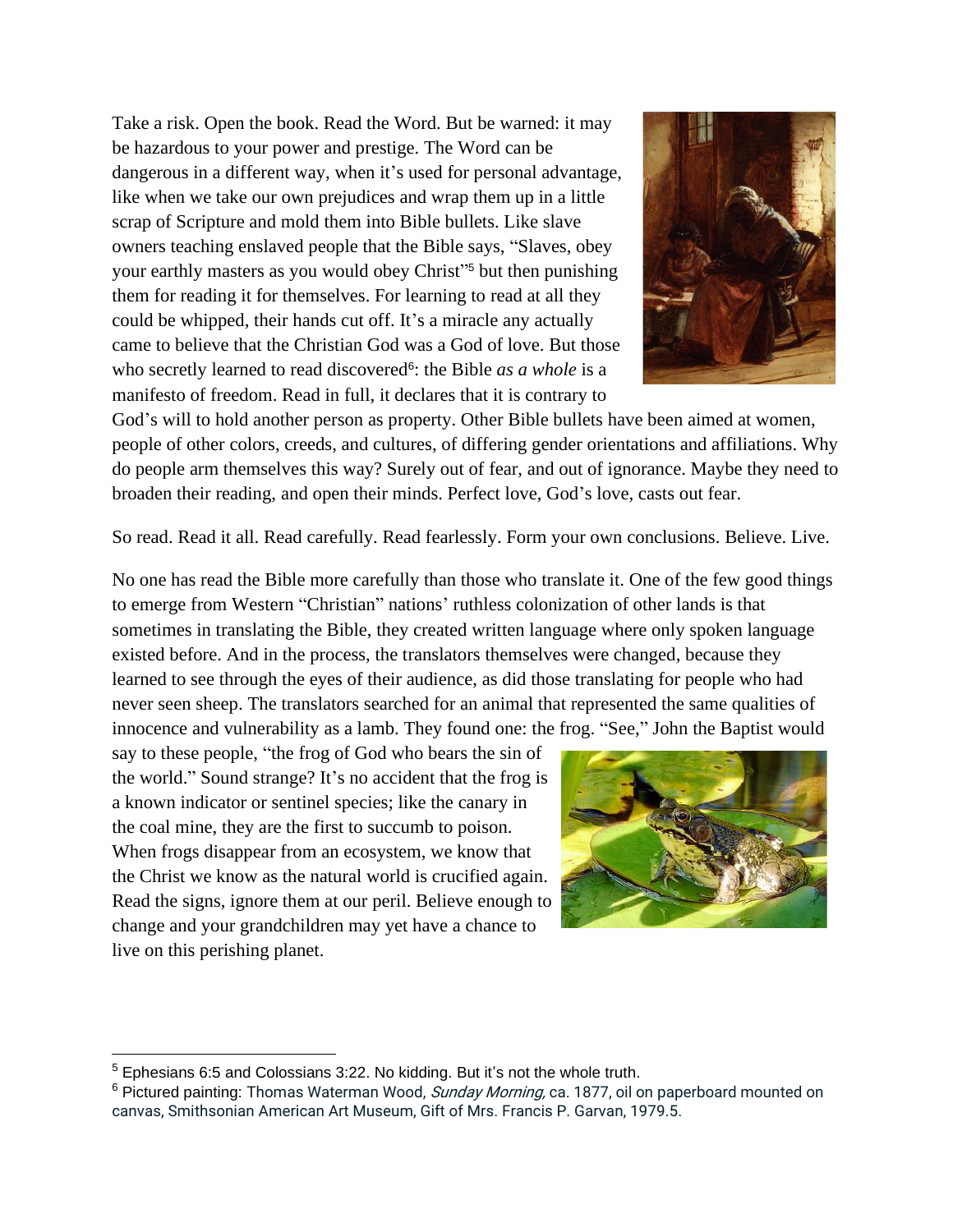Take a risk. Open the book. Read the Word. But be warned: it may be hazardous to your power and prestige. The Word can be dangerous in a different way, when it's used for personal advantage, like when we take our own prejudices and wrap them up in a little scrap of Scripture and mold them into Bible bullets. Like slave owners teaching enslaved people that the Bible says, "Slaves, obey your earthly masters as you would obey Christ"[5] but then punishing them for reading it for themselves. For learning to read at all they could be whipped, their hands cut off. It's a miracle any actually came to believe that the Christian God was a God of love. But those who secretly learned to read discovered[6]: the Bible *as a whole* is a manifesto of freedom. Read in full, it declares that it is contrary to God's will to hold another person as property. Other Bible bullets have been aimed at women, people of other colors, creeds, and cultures, of differing gender orientations and affiliations. Why do people arm themselves this way? Surely out of fear, and out of ignorance. Maybe they need to broaden their reading, and open their minds. Perfect love, God's love, casts out fear.

So read. Read it all. Read carefully. Read fearlessly. Form your own conclusions. Believe. Live.

No one has read the Bible more carefully than those who translate it. One of the few good things to emerge from Western "Christian" nations' ruthless colonization of other lands is that sometimes in translating the Bible, they created written language where only spoken language existed before. And in the process, the translators themselves were changed, because they learned to see through the eyes of their audience, as did those translating for people who had never seen sheep. The translators searched for an animal that represented the same qualities of innocence and vulnerability as a lamb. They found one: the frog. "See," John the Baptist would say to these people, "the frog of God who bears the sin of the world." Sound strange? It's no accident that the frog is a known indicator or sentinel species; like the canary in the coal mine, they are the first to succumb to poison. When frogs disappear from an ecosystem, we know that the Christ we know as the natural world is crucified again. Read the signs, ignore them at our peril. Believe enough to change and your grandchildren may yet have a chance to live on this perishing planet.

---

[5] Ephesians 6:5 and Colossians 3:22. No kidding. But it's not the whole truth.

[6] Pictured painting: Thomas Waterman Wood, *Sunday Morning,* ca. 1877, oil on paperboard mounted on canvas, Smithsonian American Art Museum, Gift of Mrs. Francis P. Garvan, 1979.5.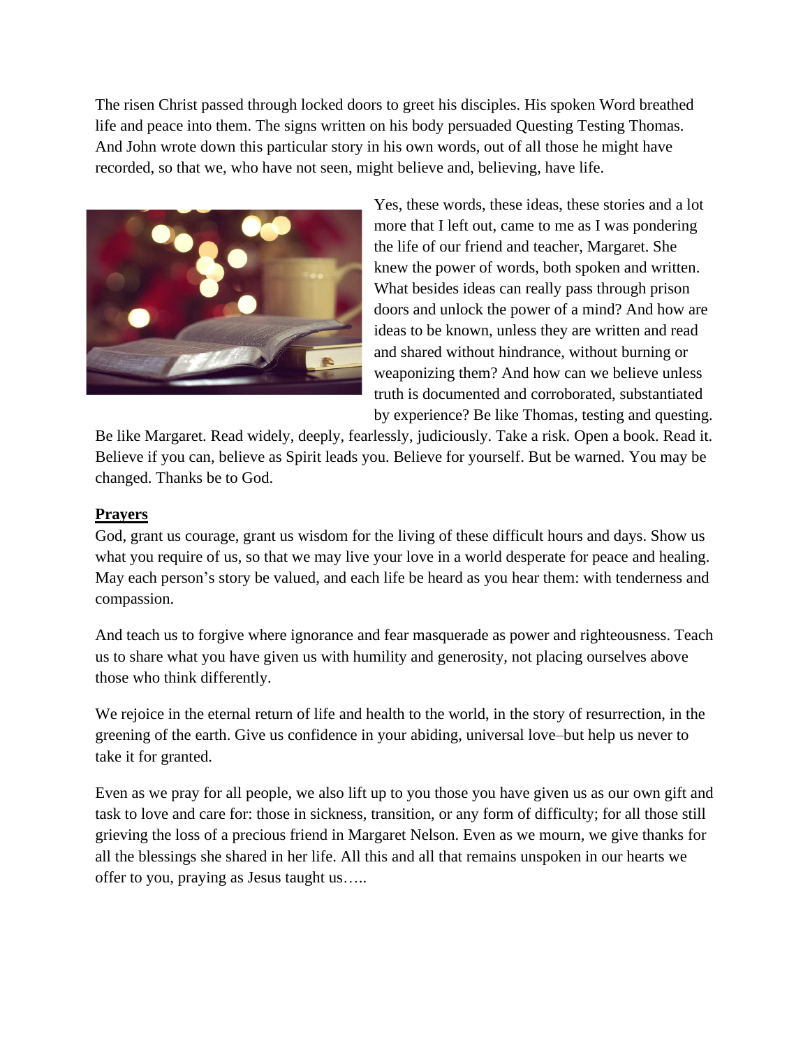The risen Christ passed through locked doors to greet his disciples. His spoken Word breathed life and peace into them. The signs written on his body persuaded Questing Testing Thomas. And John wrote down this particular story in his own words, out of all those he might have recorded, so that we, who have not seen, might believe and, believing, have life.

Yes, these words, these ideas, these stories and a lot more that I left out, came to me as I was pondering the life of our friend and teacher, Margaret. She knew the power of words, both spoken and written. What besides ideas can really pass through prison doors and unlock the power of a mind? And how are ideas to be known, unless they are written and read and shared without hindrance, without burning or weaponizing them? And how can we believe unless truth is documented and corroborated, substantiated by experience? Be like Thomas, testing and questing. Be like Margaret. Read widely, deeply, fearlessly, judiciously. Take a risk. Open a book. Read it. Believe if you can, believe as Spirit leads you. Believe for yourself. But be warned. You may be changed. Thanks be to God.

**Prayers**

God, grant us courage, grant us wisdom for the living of these difficult hours and days. Show us what you require of us, so that we may live your love in a world desperate for peace and healing. May each person's story be valued, and each life be heard as you hear them: with tenderness and compassion.

And teach us to forgive where ignorance and fear masquerade as power and righteousness. Teach us to share what you have given us with humility and generosity, not placing ourselves above those who think differently.

We rejoice in the eternal return of life and health to the world, in the story of resurrection, in the greening of the earth. Give us confidence in your abiding, universal love–but help us never to take it for granted.

Even as we pray for all people, we also lift up to you those you have given us as our own gift and task to love and care for: those in sickness, transition, or any form of difficulty; for all those still grieving the loss of a precious friend in Margaret Nelson. Even as we mourn, we give thanks for all the blessings she shared in her life. All this and all that remains unspoken in our hearts we offer to you, praying as Jesus taught us…..